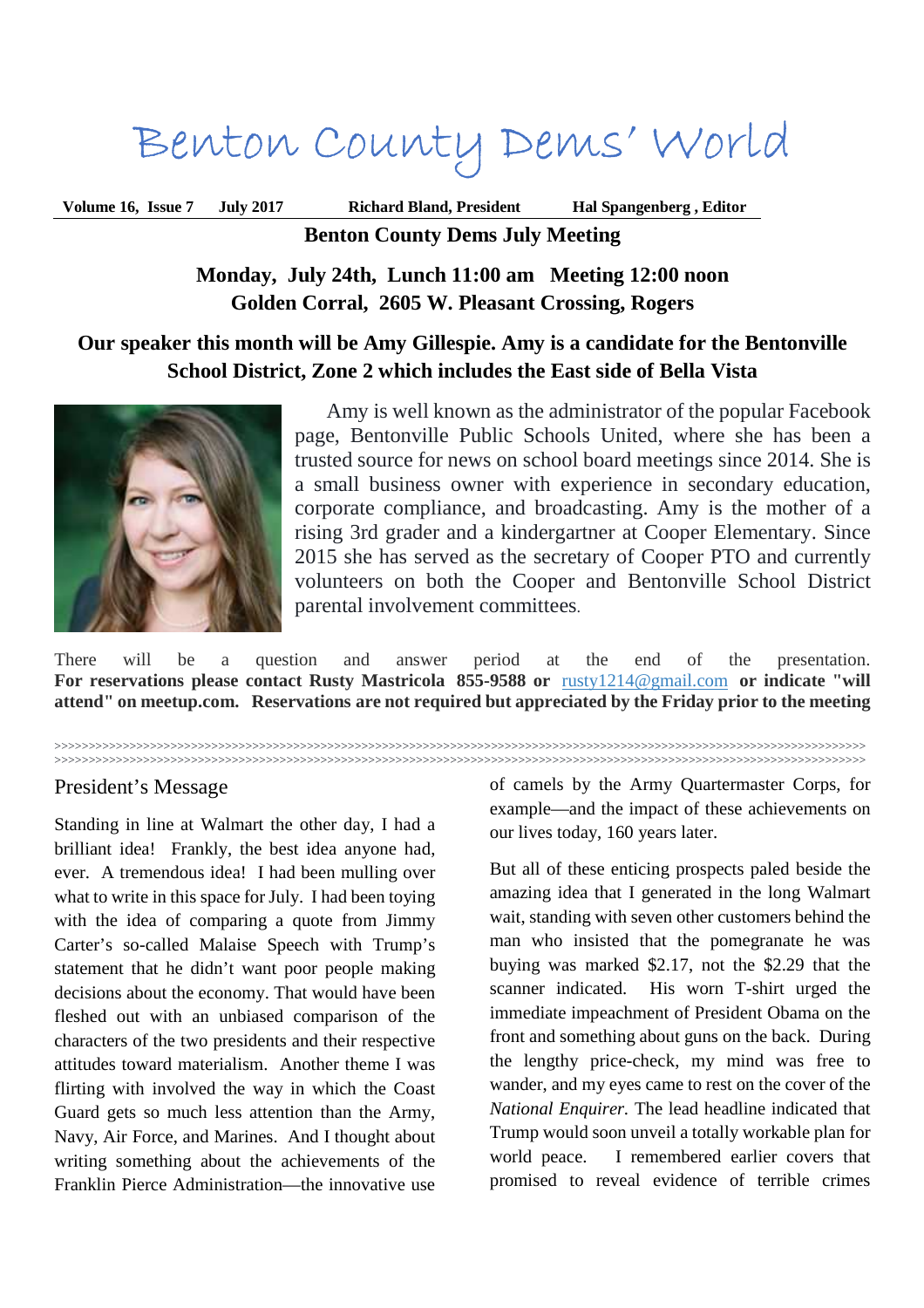# Benton County Dems' World

**Volume 16, Issue 7 July 2017 Richard Bland, President Hal Spangenberg , Editor**

## Benton County Dems July Meeting

**Monday, July 24th, Lunch 11:00 am Meeting 12:00 noon**
**Golden Corral, 2605 W. Pleasant Crossing, Rogers**

### Our speaker this month will be Amy Gillespie. Amy is a candidate for the Bentonville School District, Zone 2 which includes the East side of Bella Vista

Amy is well known as the administrator of the popular Facebook page, Bentonville Public Schools United, where she has been a trusted source for news on school board meetings since 2014. She is a small business owner with experience in secondary education, corporate compliance, and broadcasting. Amy is the mother of a rising 3rd grader and a kindergartner at Cooper Elementary. Since 2015 she has served as the secretary of Cooper PTO and currently volunteers on both the Cooper and Bentonville School District parental involvement committees.

There will be a question and answer period at the end of the presentation. **For reservations please contact Rusty Mastricola 855-9588 or** rusty1214@gmail.com **or indicate "will attend" on meetup.com. Reservations are not required but appreciated by the Friday prior to the meeting**

## President's Message

Standing in line at Walmart the other day, I had a brilliant idea! Frankly, the best idea anyone had, ever. A tremendous idea! I had been mulling over what to write in this space for July. I had been toying with the idea of comparing a quote from Jimmy Carter's so-called Malaise Speech with Trump's statement that he didn't want poor people making decisions about the economy. That would have been fleshed out with an unbiased comparison of the characters of the two presidents and their respective attitudes toward materialism. Another theme I was flirting with involved the way in which the Coast Guard gets so much less attention than the Army, Navy, Air Force, and Marines. And I thought about writing something about the achievements of the Franklin Pierce Administration—the innovative use of camels by the Army Quartermaster Corps, for example—and the impact of these achievements on our lives today, 160 years later.

But all of these enticing prospects paled beside the amazing idea that I generated in the long Walmart wait, standing with seven other customers behind the man who insisted that the pomegranate he was buying was marked $2.17, not the $2.29 that the scanner indicated. His worn T-shirt urged the immediate impeachment of President Obama on the front and something about guns on the back. During the lengthy price-check, my mind was free to wander, and my eyes came to rest on the cover of the *National Enquirer.* The lead headline indicated that Trump would soon unveil a totally workable plan for world peace. I remembered earlier covers that promised to reveal evidence of terrible crimes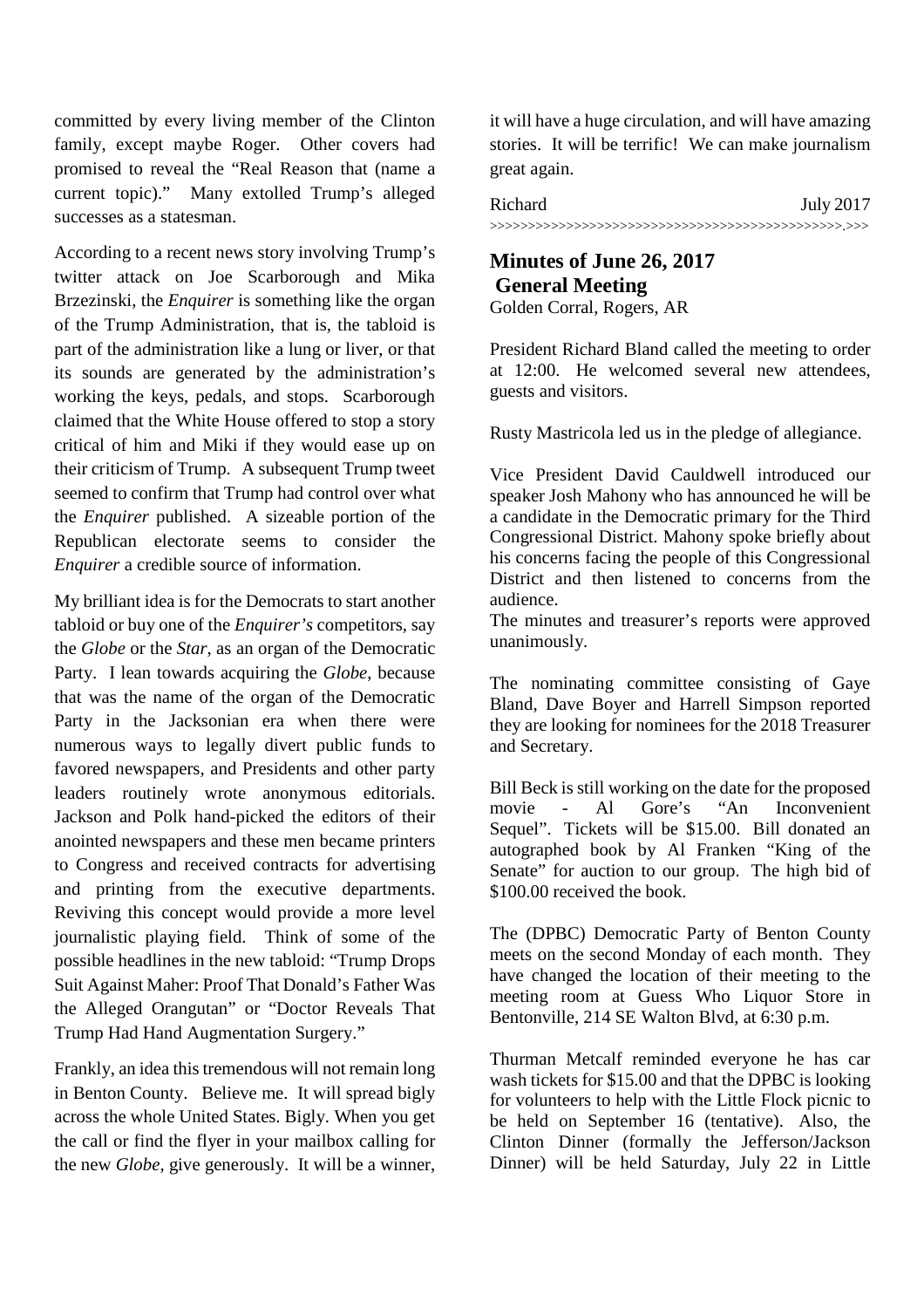committed by every living member of the Clinton family, except maybe Roger. Other covers had promised to reveal the "Real Reason that (name a current topic)." Many extolled Trump's alleged successes as a statesman.

According to a recent news story involving Trump's twitter attack on Joe Scarborough and Mika Brzezinski, the *Enquirer* is something like the organ of the Trump Administration, that is, the tabloid is part of the administration like a lung or liver, or that its sounds are generated by the administration's working the keys, pedals, and stops. Scarborough claimed that the White House offered to stop a story critical of him and Miki if they would ease up on their criticism of Trump. A subsequent Trump tweet seemed to confirm that Trump had control over what the *Enquirer* published. A sizeable portion of the Republican electorate seems to consider the *Enquirer* a credible source of information.

My brilliant idea is for the Democrats to start another tabloid or buy one of the *Enquirer's* competitors, say the *Globe* or the *Star*, as an organ of the Democratic Party. I lean towards acquiring the *Globe*, because that was the name of the organ of the Democratic Party in the Jacksonian era when there were numerous ways to legally divert public funds to favored newspapers, and Presidents and other party leaders routinely wrote anonymous editorials. Jackson and Polk hand-picked the editors of their anointed newspapers and these men became printers to Congress and received contracts for advertising and printing from the executive departments. Reviving this concept would provide a more level journalistic playing field. Think of some of the possible headlines in the new tabloid: "Trump Drops Suit Against Maher: Proof That Donald's Father Was the Alleged Orangutan" or "Doctor Reveals That Trump Had Hand Augmentation Surgery."

Frankly, an idea this tremendous will not remain long in Benton County. Believe me. It will spread bigly across the whole United States. Bigly. When you get the call or find the flyer in your mailbox calling for the new *Globe*, give generously. It will be a winner, it will have a huge circulation, and will have amazing stories. It will be terrific! We can make journalism great again.

Richard July 2017

>>>>>>>>>>>>>>>>>>>>>>>>>>>>>>>>>>>>>>>>>>>>>>>.>>>

## Minutes of June 26, 2017 General Meeting

Golden Corral, Rogers, AR

President Richard Bland called the meeting to order at 12:00. He welcomed several new attendees, guests and visitors.

Rusty Mastricola led us in the pledge of allegiance.

Vice President David Cauldwell introduced our speaker Josh Mahony who has announced he will be a candidate in the Democratic primary for the Third Congressional District. Mahony spoke briefly about his concerns facing the people of this Congressional District and then listened to concerns from the audience.

The minutes and treasurer's reports were approved unanimously.

The nominating committee consisting of Gaye Bland, Dave Boyer and Harrell Simpson reported they are looking for nominees for the 2018 Treasurer and Secretary.

Bill Beck is still working on the date for the proposed movie - Al Gore's "An Inconvenient Sequel". Tickets will be $15.00. Bill donated an autographed book by Al Franken "King of the Senate" for auction to our group. The high bid of $100.00 received the book.

The (DPBC) Democratic Party of Benton County meets on the second Monday of each month. They have changed the location of their meeting to the meeting room at Guess Who Liquor Store in Bentonville, 214 SE Walton Blvd, at 6:30 p.m.

Thurman Metcalf reminded everyone he has car wash tickets for $15.00 and that the DPBC is looking for volunteers to help with the Little Flock picnic to be held on September 16 (tentative). Also, the Clinton Dinner (formally the Jefferson/Jackson Dinner) will be held Saturday, July 22 in Little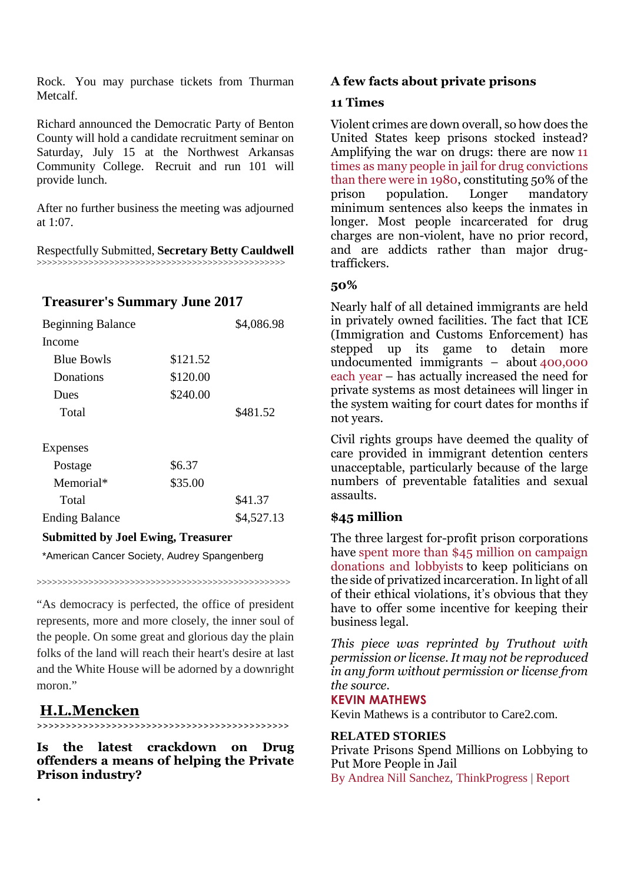Rock. You may purchase tickets from Thurman Metcalf.

Richard announced the Democratic Party of Benton County will hold a candidate recruitment seminar on Saturday, July 15 at the Northwest Arkansas Community College. Recruit and run 101 will provide lunch.

After no further business the meeting was adjourned at 1:07.

Respectfully Submitted, **Secretary Betty Cauldwell**

>>>>>>>>>>>>>>>>>>>>>>>>>>>>>>>>>>>>>>>>>>>>>>>>>>

## Treasurer's Summary June 2017

| | | |
|---|---|---|
| Beginning Balance | | $4,086.98 |
| Income | | |
| Blue Bowls | $121.52 | |
| Donations | $120.00 | |
| Dues | $240.00 | |
| Total | | $481.52 |
| | | |
| Expenses | | |
| Postage | $6.37 | |
| Memorial* | $35.00 | |
| Total | | $41.37 |
| Ending Balance | | $4,527.13 |

**Submitted by Joel Ewing, Treasurer**

*American Cancer Society, Audrey Spangenberg

>>>>>>>>>>>>>>>>>>>>>>>>>>>>>>>>>>>>>>>>>>>>>>>>>>

"As democracy is perfected, the office of president represents, more and more closely, the inner soul of the people. On some great and glorious day the plain folks of the land will reach their heart's desire at last and the White House will be adorned by a downright moron."

**H.L.Mencken**

>>>>>>>>>>>>>>>>>>>>>>>>>>>>>>>>>>>>>>>>>>>

**Is the latest crackdown on Drug offenders a means of helping the Private Prison industry?**

.

## A few facts about private prisons

### 11 Times

Violent crimes are down overall, so how does the United States keep prisons stocked instead? Amplifying the war on drugs: there are now 11 times as many people in jail for drug convictions than there were in 1980, constituting 50% of the prison population. Longer mandatory minimum sentences also keeps the inmates in longer. Most people incarcerated for drug charges are non-violent, have no prior record, and are addicts rather than major drug-traffickers.

### 50%

Nearly half of all detained immigrants are held in privately owned facilities. The fact that ICE (Immigration and Customs Enforcement) has stepped up its game to detain more undocumented immigrants – about 400,000 each year – has actually increased the need for private systems as most detainees will linger in the system waiting for court dates for months if not years.

Civil rights groups have deemed the quality of care provided in immigrant detention centers unacceptable, particularly because of the large numbers of preventable fatalities and sexual assaults.

### $45 million

The three largest for-profit prison corporations have spent more than $45 million on campaign donations and lobbyists to keep politicians on the side of privatized incarceration. In light of all of their ethical violations, it's obvious that they have to offer some incentive for keeping their business legal.

*This piece was reprinted by Truthout with permission or license. It may not be reproduced in any form without permission or license from the source.*

**KEVIN MATHEWS**

Kevin Mathews is a contributor to Care2.com.

**RELATED STORIES**

Private Prisons Spend Millions on Lobbying to Put More People in Jail

By Andrea Nill Sanchez, ThinkProgress | Report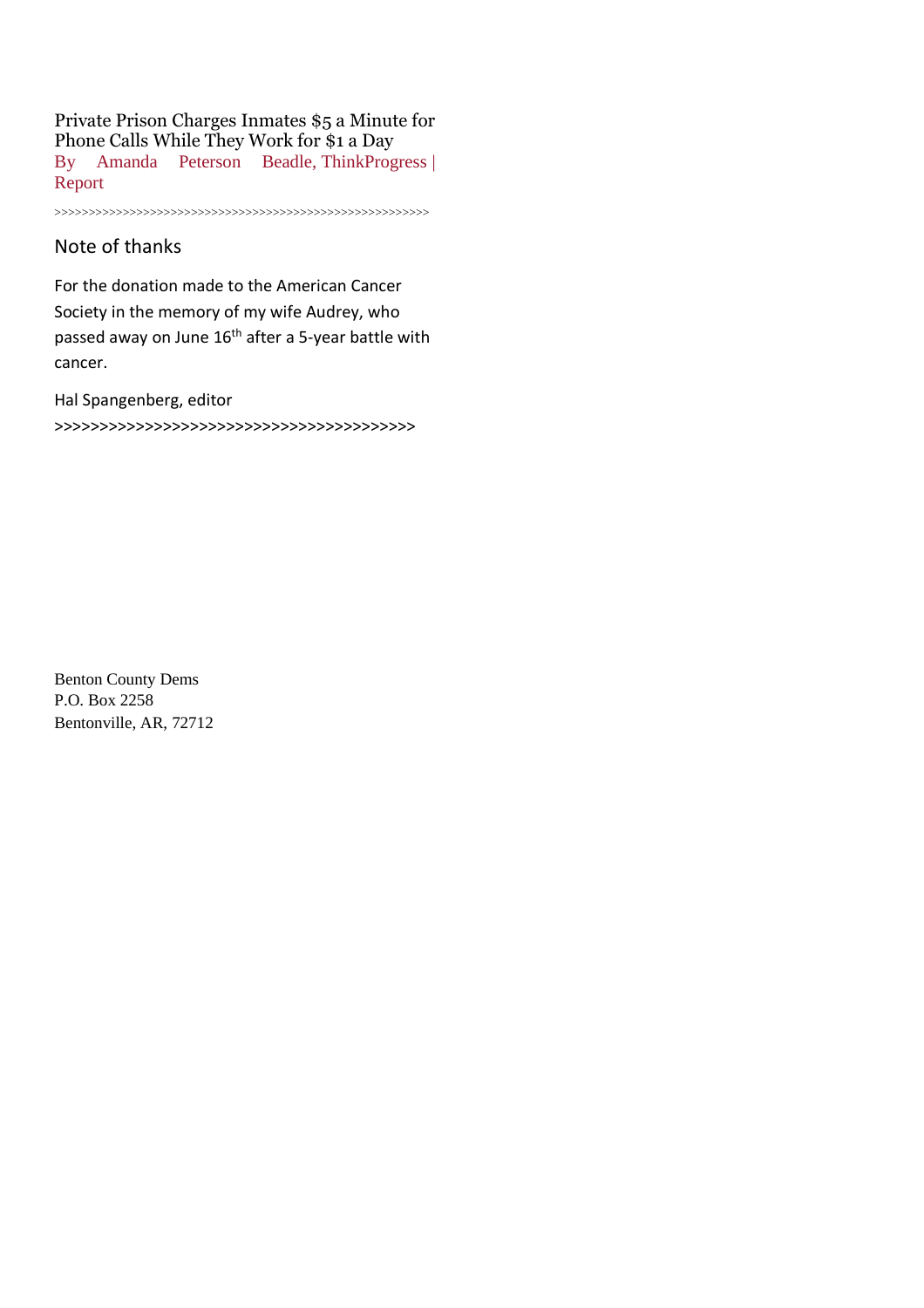Private Prison Charges Inmates $5 a Minute for Phone Calls While They Work for $1 a Day

By Amanda Peterson Beadle, ThinkProgress | Report

>>>>>>>>>>>>>>>>>>>>>>>>>>>>>>>>>>>>>>>>>>>>>>>>>>>>>>>>>>>>>

## Note of thanks

For the donation made to the American Cancer Society in the memory of my wife Audrey, who passed away on June 16th after a 5-year battle with cancer.

Hal Spangenberg, editor

>>>>>>>>>>>>>>>>>>>>>>>>>>>>>>>>>>>>>>>>>>

Benton County Dems
P.O. Box 2258
Bentonville, AR, 72712